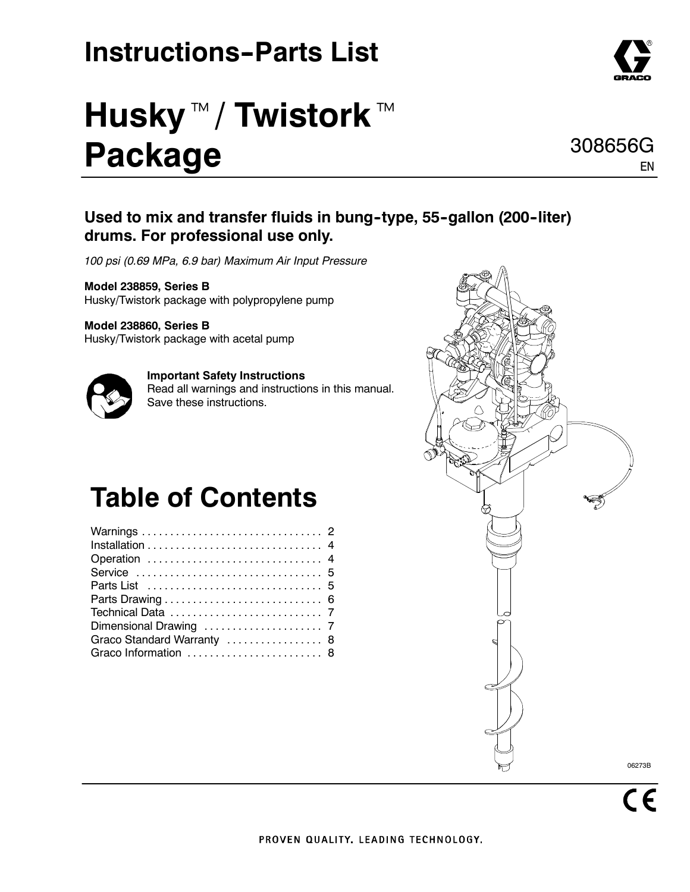# Instructions-Parts List

# Husky™ / Twistork™ Package

308656G
EN

**Used to mix and transfer fluids in bung-type, 55-gallon (200-liter) drums. For professional use only.**

*100 psi (0.69 MPa, 6.9 bar) Maximum Air Input Pressure*

**Model 238859, Series B**
Husky/Twistork package with polypropylene pump

**Model 238860, Series B**
Husky/Twistork package with acetal pump

**Important Safety Instructions**
Read all warnings and instructions in this manual. Save these instructions.

06273B

## Table of Contents

| | |
|---|---|
| Warnings | 2 |
| Installation | 4 |
| Operation | 4 |
| Service | 5 |
| Parts List | 5 |
| Parts Drawing | 6 |
| Technical Data | 7 |
| Dimensional Drawing | 7 |
| Graco Standard Warranty | 8 |
| Graco Information | 8 |

PROVEN QUALITY. LEADING TECHNOLOGY.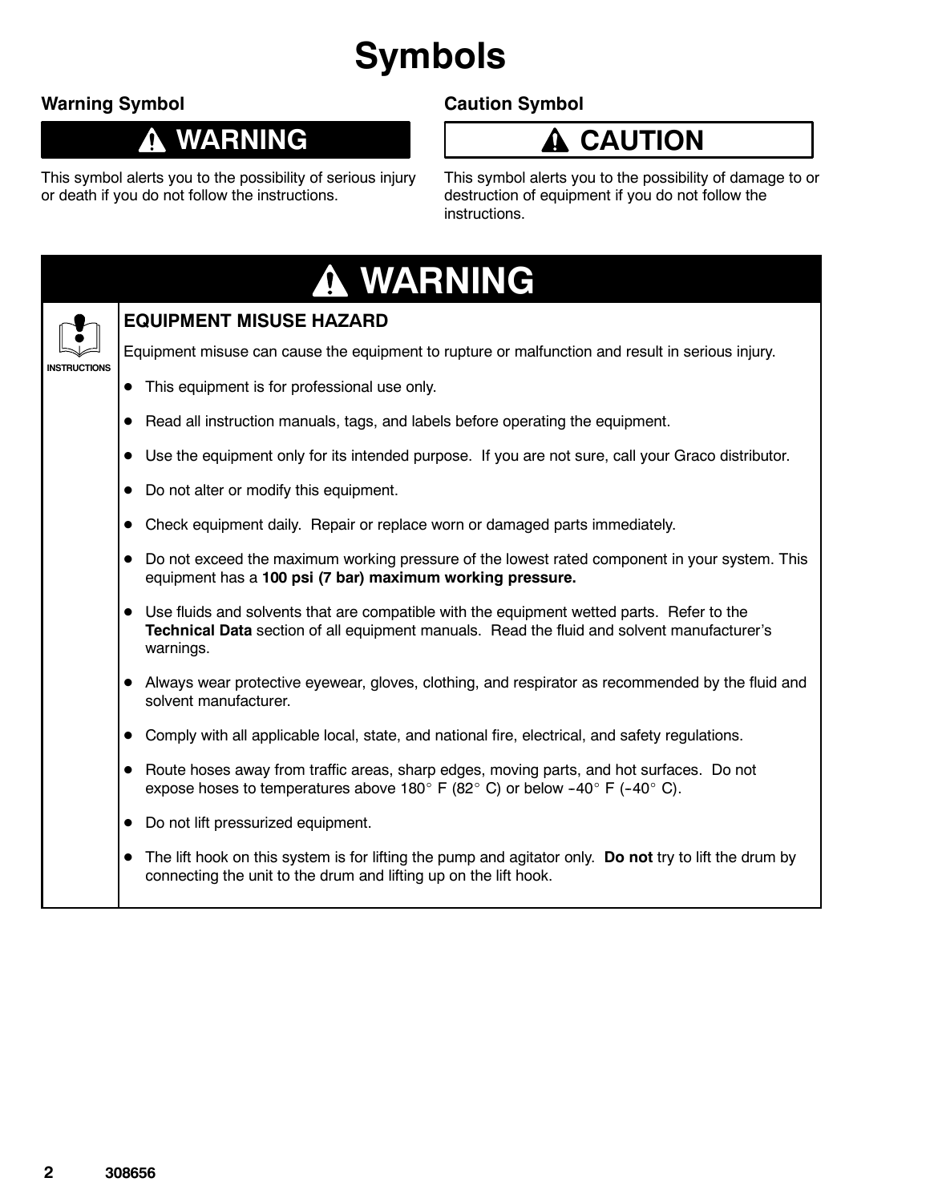# Symbols

### Warning Symbol

**⚠ WARNING**

This symbol alerts you to the possibility of serious injury or death if you do not follow the instructions.

### Caution Symbol

**⚠ CAUTION**

This symbol alerts you to the possibility of damage to or destruction of equipment if you do not follow the instructions.

## ⚠ WARNING

INSTRUCTIONS

### EQUIPMENT MISUSE HAZARD

Equipment misuse can cause the equipment to rupture or malfunction and result in serious injury.

- This equipment is for professional use only.
- Read all instruction manuals, tags, and labels before operating the equipment.
- Use the equipment only for its intended purpose. If you are not sure, call your Graco distributor.
- Do not alter or modify this equipment.
- Check equipment daily. Repair or replace worn or damaged parts immediately.
- Do not exceed the maximum working pressure of the lowest rated component in your system. This equipment has a **100 psi (7 bar) maximum working pressure.**
- Use fluids and solvents that are compatible with the equipment wetted parts. Refer to the **Technical Data** section of all equipment manuals. Read the fluid and solvent manufacturer's warnings.
- Always wear protective eyewear, gloves, clothing, and respirator as recommended by the fluid and solvent manufacturer.
- Comply with all applicable local, state, and national fire, electrical, and safety regulations.
- Route hoses away from traffic areas, sharp edges, moving parts, and hot surfaces. Do not expose hoses to temperatures above 180° F (82° C) or below –40° F (–40° C).
- Do not lift pressurized equipment.
- The lift hook on this system is for lifting the pump and agitator only. **Do not** try to lift the drum by connecting the unit to the drum and lifting up on the lift hook.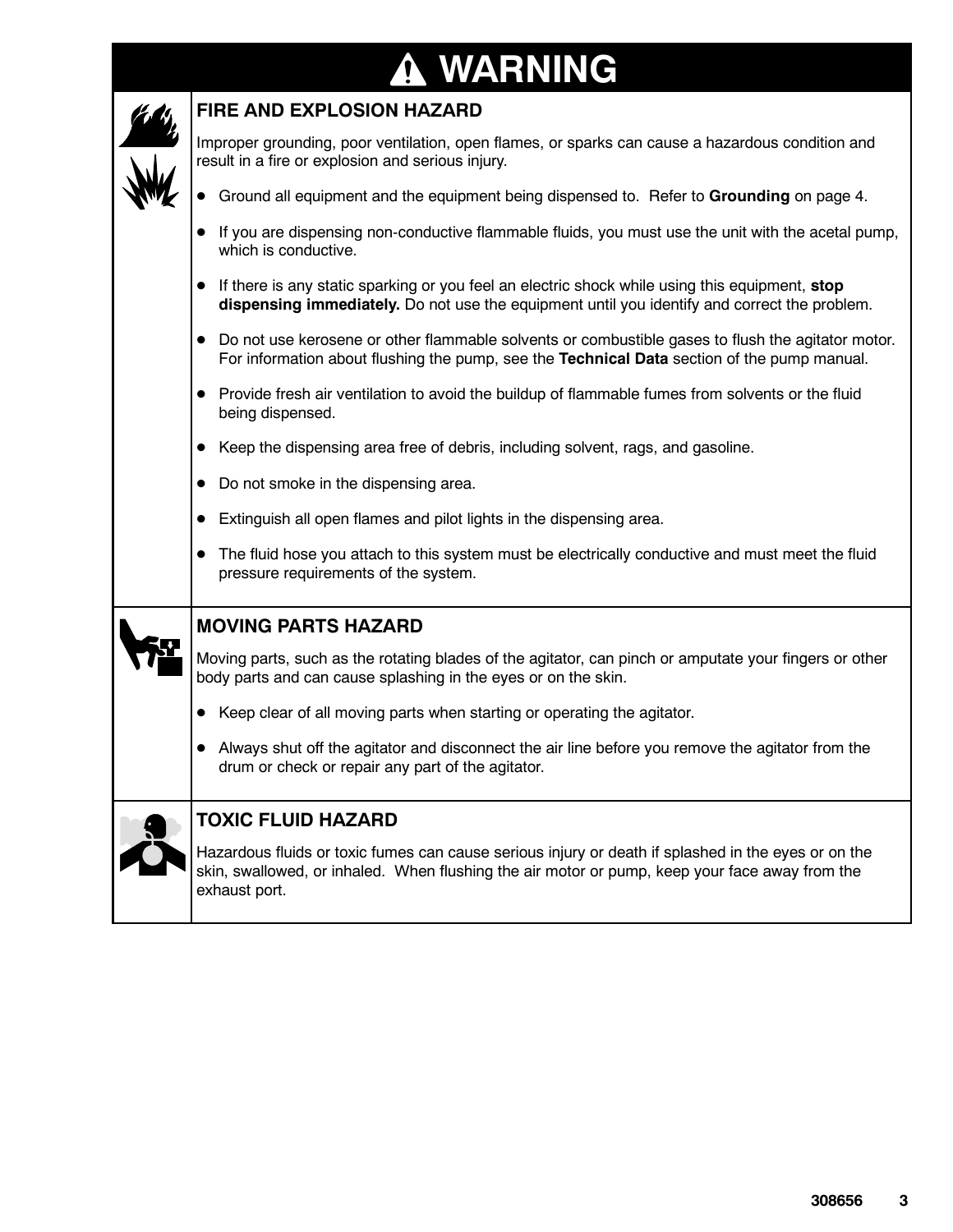# ⚠ WARNING

## FIRE AND EXPLOSION HAZARD

Improper grounding, poor ventilation, open flames, or sparks can cause a hazardous condition and result in a fire or explosion and serious injury.

- Ground all equipment and the equipment being dispensed to. Refer to **Grounding** on page 4.
- If you are dispensing non-conductive flammable fluids, you must use the unit with the acetal pump, which is conductive.
- If there is any static sparking or you feel an electric shock while using this equipment, **stop dispensing immediately.** Do not use the equipment until you identify and correct the problem.
- Do not use kerosene or other flammable solvents or combustible gases to flush the agitator motor. For information about flushing the pump, see the **Technical Data** section of the pump manual.
- Provide fresh air ventilation to avoid the buildup of flammable fumes from solvents or the fluid being dispensed.
- Keep the dispensing area free of debris, including solvent, rags, and gasoline.
- Do not smoke in the dispensing area.
- Extinguish all open flames and pilot lights in the dispensing area.
- The fluid hose you attach to this system must be electrically conductive and must meet the fluid pressure requirements of the system.

## MOVING PARTS HAZARD

Moving parts, such as the rotating blades of the agitator, can pinch or amputate your fingers or other body parts and can cause splashing in the eyes or on the skin.

- Keep clear of all moving parts when starting or operating the agitator.
- Always shut off the agitator and disconnect the air line before you remove the agitator from the drum or check or repair any part of the agitator.

## TOXIC FLUID HAZARD

Hazardous fluids or toxic fumes can cause serious injury or death if splashed in the eyes or on the skin, swallowed, or inhaled. When flushing the air motor or pump, keep your face away from the exhaust port.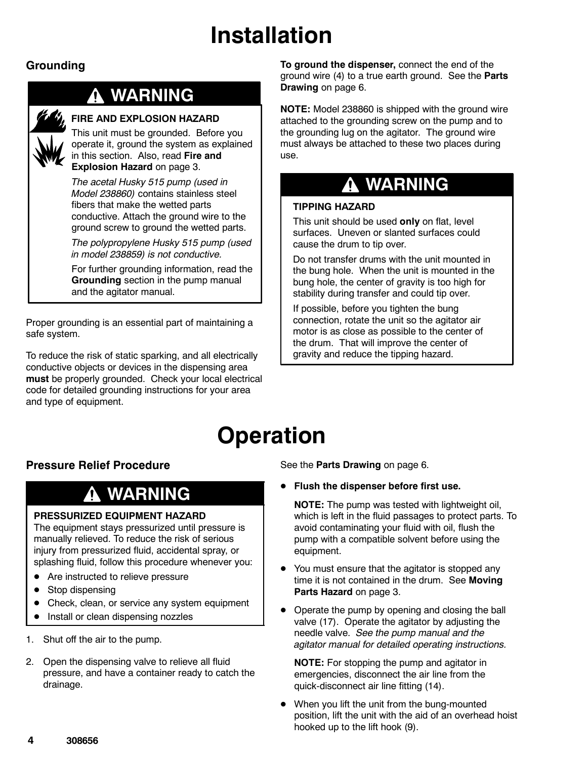# Installation

## Grounding

## ⚠ WARNING

**FIRE AND EXPLOSION HAZARD**

This unit must be grounded. Before you operate it, ground the system as explained in this section. Also, read **Fire and Explosion Hazard** on page 3.

*The acetal Husky 515 pump (used in Model 238860)* contains stainless steel fibers that make the wetted parts conductive. Attach the ground wire to the ground screw to ground the wetted parts.

*The polypropylene Husky 515 pump (used in model 238859) is not conductive.*

For further grounding information, read the **Grounding** section in the pump manual and the agitator manual.

Proper grounding is an essential part of maintaining a safe system.

To reduce the risk of static sparking, and all electrically conductive objects or devices in the dispensing area **must** be properly grounded. Check your local electrical code for detailed grounding instructions for your area and type of equipment.

**To ground the dispenser,** connect the end of the ground wire (4) to a true earth ground. See the **Parts Drawing** on page 6.

**NOTE:** Model 238860 is shipped with the ground wire attached to the grounding screw on the pump and to the grounding lug on the agitator. The ground wire must always be attached to these two places during use.

## ⚠ WARNING

**TIPPING HAZARD**

This unit should be used **only** on flat, level surfaces. Uneven or slanted surfaces could cause the drum to tip over.

Do not transfer drums with the unit mounted in the bung hole. When the unit is mounted in the bung hole, the center of gravity is too high for stability during transfer and could tip over.

If possible, before you tighten the bung connection, rotate the unit so the agitator air motor is as close as possible to the center of the drum. That will improve the center of gravity and reduce the tipping hazard.

# Operation

## Pressure Relief Procedure

## ⚠ WARNING

**PRESSURIZED EQUIPMENT HAZARD**

The equipment stays pressurized until pressure is manually relieved. To reduce the risk of serious injury from pressurized fluid, accidental spray, or splashing fluid, follow this procedure whenever you:

- Are instructed to relieve pressure
- Stop dispensing
- Check, clean, or service any system equipment
- Install or clean dispensing nozzles

1. Shut off the air to the pump.
2. Open the dispensing valve to relieve all fluid pressure, and have a container ready to catch the drainage.

See the **Parts Drawing** on page 6.

- **Flush the dispenser before first use.**

  **NOTE:** The pump was tested with lightweight oil, which is left in the fluid passages to protect parts. To avoid contaminating your fluid with oil, flush the pump with a compatible solvent before using the equipment.

- You must ensure that the agitator is stopped any time it is not contained in the drum. See **Moving Parts Hazard** on page 3.

- Operate the pump by opening and closing the ball valve (17). Operate the agitator by adjusting the needle valve. *See the pump manual and the agitator manual for detailed operating instructions.*

  **NOTE:** For stopping the pump and agitator in emergencies, disconnect the air line from the quick-disconnect air line fitting (14).

- When you lift the unit from the bung-mounted position, lift the unit with the aid of an overhead hoist hooked up to the lift hook (9).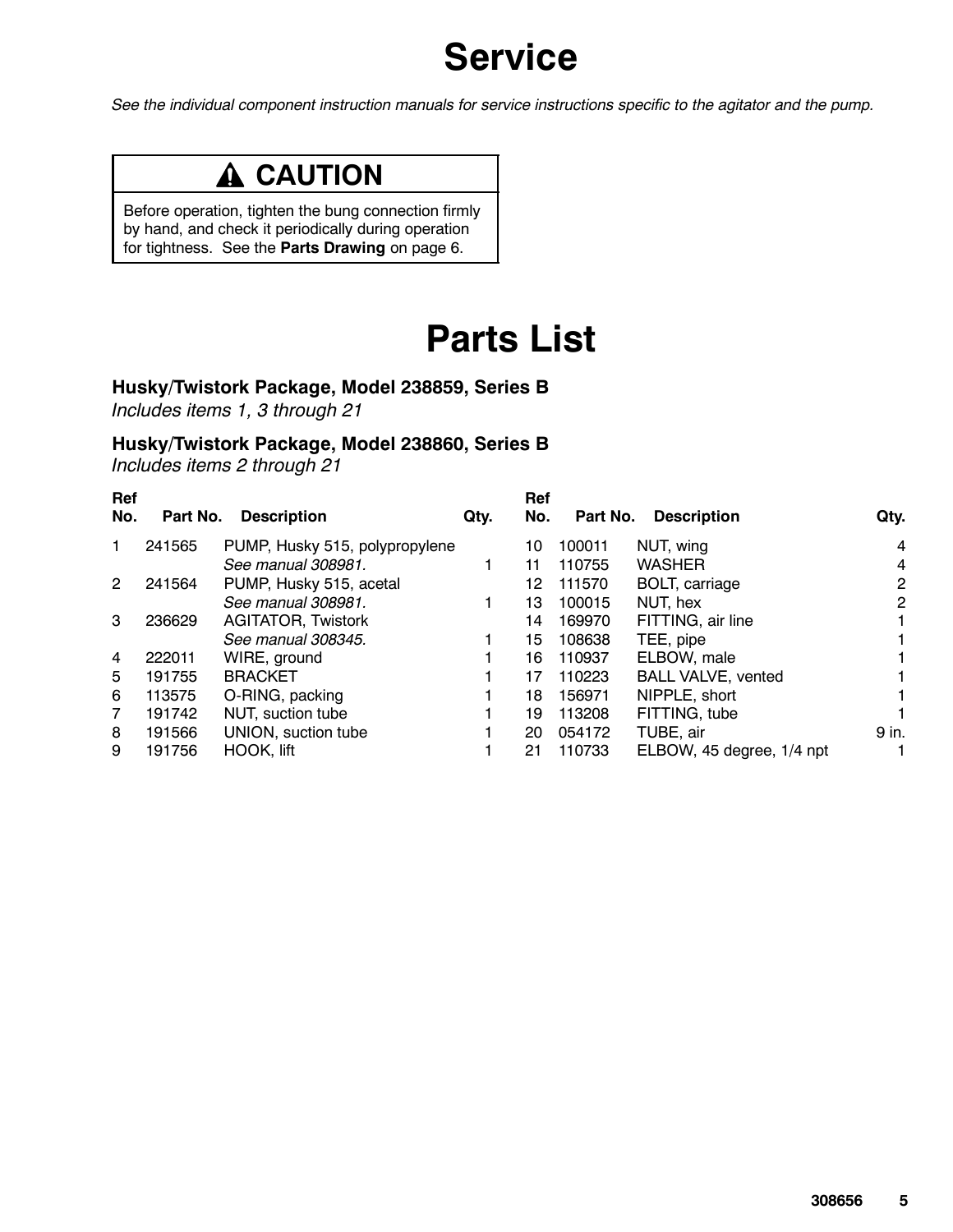# Service

*See the individual component instruction manuals for service instructions specific to the agitator and the pump.*

> **⚠ CAUTION**
>
> Before operation, tighten the bung connection firmly by hand, and check it periodically during operation for tightness. See the **Parts Drawing** on page 6.

# Parts List

### Husky/Twistork Package, Model 238859, Series B

*Includes items 1, 3 through 21*

### Husky/Twistork Package, Model 238860, Series B

*Includes items 2 through 21*

| Ref No. | Part No. | Description | Qty. |
|---|---|---|---|
| 1 | 241565 | PUMP, Husky 515, polypropylene *See manual 308981.* | 1 |
| 2 | 241564 | PUMP, Husky 515, acetal *See manual 308981.* | 1 |
| 3 | 236629 | AGITATOR, Twistork *See manual 308345.* | 1 |
| 4 | 222011 | WIRE, ground | 1 |
| 5 | 191755 | BRACKET | 1 |
| 6 | 113575 | O-RING, packing | 1 |
| 7 | 191742 | NUT, suction tube | 1 |
| 8 | 191566 | UNION, suction tube | 1 |
| 9 | 191756 | HOOK, lift | 1 |
| 10 | 100011 | NUT, wing | 4 |
| 11 | 110755 | WASHER | 4 |
| 12 | 111570 | BOLT, carriage | 2 |
| 13 | 100015 | NUT, hex | 2 |
| 14 | 169970 | FITTING, air line | 1 |
| 15 | 108638 | TEE, pipe | 1 |
| 16 | 110937 | ELBOW, male | 1 |
| 17 | 110223 | BALL VALVE, vented | 1 |
| 18 | 156971 | NIPPLE, short | 1 |
| 19 | 113208 | FITTING, tube | 1 |
| 20 | 054172 | TUBE, air | 9 in. |
| 21 | 110733 | ELBOW, 45 degree, 1/4 npt | 1 |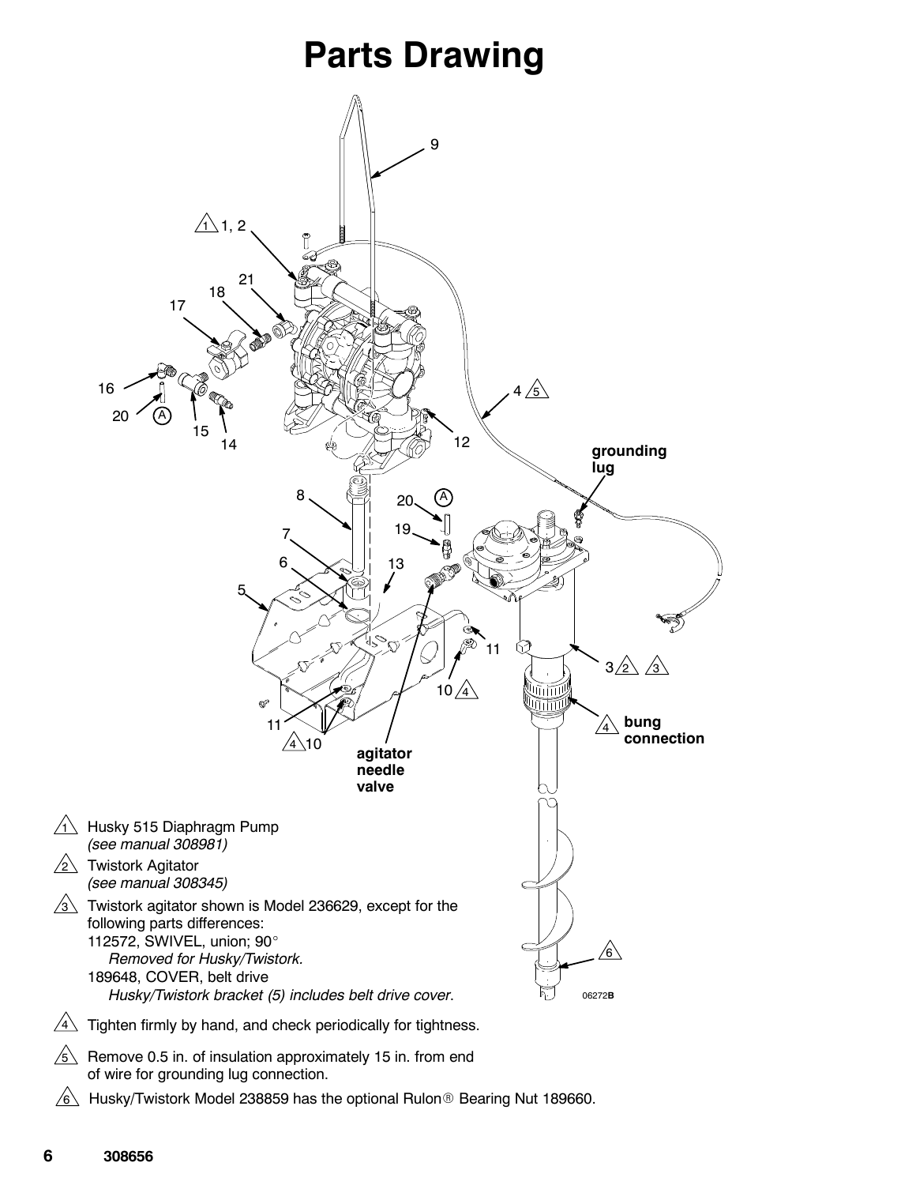# Parts Drawing

1. Husky 515 Diaphragm Pump
   *(see manual 308981)*
2. Twistork Agitator
   *(see manual 308345)*
3. Twistork agitator shown is Model 236629, except for the following parts differences:
   112572, SWIVEL, union; 90°
   *Removed for Husky/Twistork.*
   189648, COVER, belt drive
   *Husky/Twistork bracket (5) includes belt drive cover.*
4. Tighten firmly by hand, and check periodically for tightness.
5. Remove 0.5 in. of insulation approximately 15 in. from end of wire for grounding lug connection.
6. Husky/Twistork Model 238859 has the optional Rulon® Bearing Nut 189660.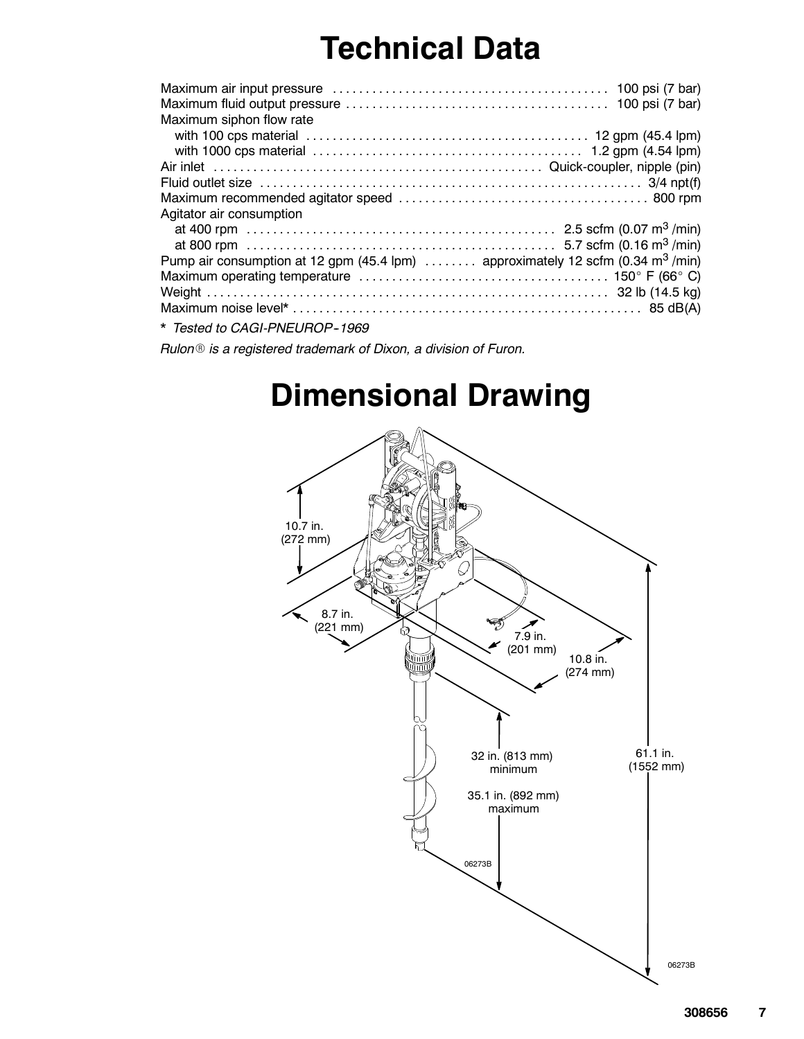# Technical Data

| | |
|---|---|
| Maximum air input pressure | 100 psi (7 bar) |
| Maximum fluid output pressure | 100 psi (7 bar) |
| Maximum siphon flow rate | |
| with 100 cps material | 12 gpm (45.4 lpm) |
| with 1000 cps material | 1.2 gpm (4.54 lpm) |
| Air inlet | Quick-coupler, nipple (pin) |
| Fluid outlet size | 3/4 npt(f) |
| Maximum recommended agitator speed | 800 rpm |
| Agitator air consumption | |
| at 400 rpm | 2.5 scfm (0.07 $m^3$ /min) |
| at 800 rpm | 5.7 scfm (0.16 $m^3$ /min) |
| Pump air consumption at 12 gpm (45.4 lpm) | approximately 12 scfm (0.34 $m^3$ /min) |
| Maximum operating temperature | 150° F (66° C) |
| Weight | 32 lb (14.5 kg) |
| Maximum noise level* | 85 dB(A) |

* *Tested to CAGI-PNEUROP-1969*

*Rulon® is a registered trademark of Dixon, a division of Furon.*

# Dimensional Drawing

10.7 in. (272 mm)

8.7 in. (221 mm)

7.9 in. (201 mm)

10.8 in. (274 mm)

32 in. (813 mm) minimum

35.1 in. (892 mm) maximum

61.1 in. (1552 mm)

06273B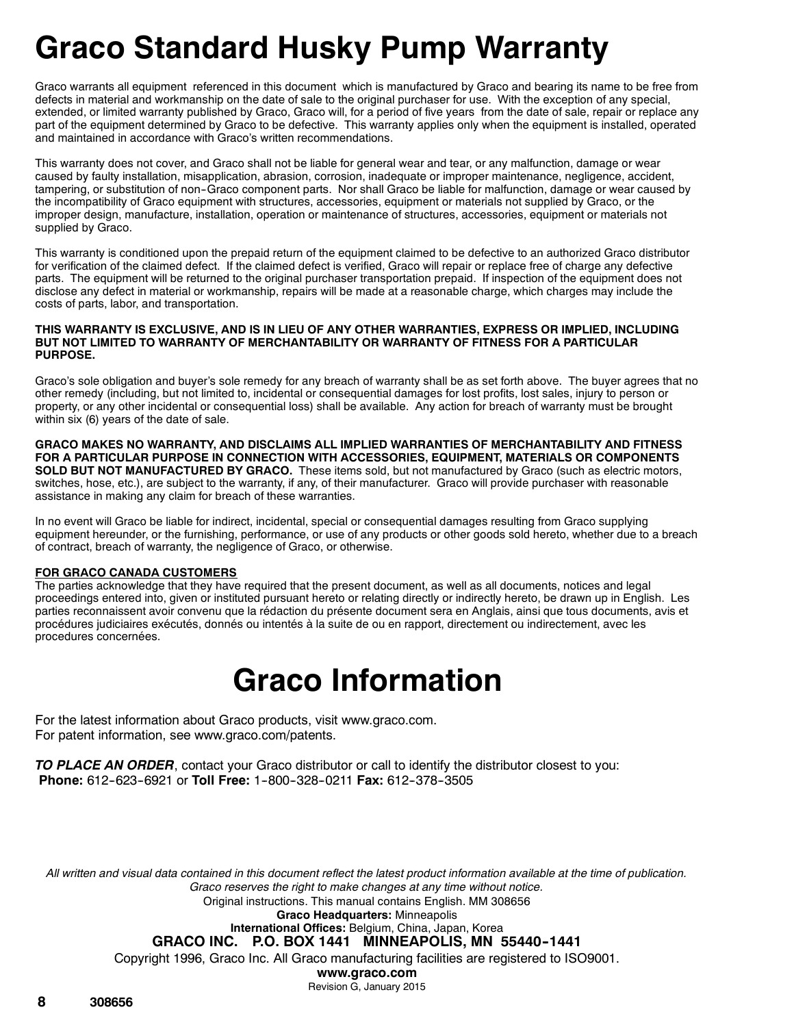# Graco Standard Husky Pump Warranty

Graco warrants all equipment referenced in this document which is manufactured by Graco and bearing its name to be free from defects in material and workmanship on the date of sale to the original purchaser for use. With the exception of any special, extended, or limited warranty published by Graco, Graco will, for a period of five years from the date of sale, repair or replace any part of the equipment determined by Graco to be defective. This warranty applies only when the equipment is installed, operated and maintained in accordance with Graco's written recommendations.

This warranty does not cover, and Graco shall not be liable for general wear and tear, or any malfunction, damage or wear caused by faulty installation, misapplication, abrasion, corrosion, inadequate or improper maintenance, negligence, accident, tampering, or substitution of non-Graco component parts. Nor shall Graco be liable for malfunction, damage or wear caused by the incompatibility of Graco equipment with structures, accessories, equipment or materials not supplied by Graco, or the improper design, manufacture, installation, operation or maintenance of structures, accessories, equipment or materials not supplied by Graco.

This warranty is conditioned upon the prepaid return of the equipment claimed to be defective to an authorized Graco distributor for verification of the claimed defect. If the claimed defect is verified, Graco will repair or replace free of charge any defective parts. The equipment will be returned to the original purchaser transportation prepaid. If inspection of the equipment does not disclose any defect in material or workmanship, repairs will be made at a reasonable charge, which charges may include the costs of parts, labor, and transportation.

**THIS WARRANTY IS EXCLUSIVE, AND IS IN LIEU OF ANY OTHER WARRANTIES, EXPRESS OR IMPLIED, INCLUDING BUT NOT LIMITED TO WARRANTY OF MERCHANTABILITY OR WARRANTY OF FITNESS FOR A PARTICULAR PURPOSE.**

Graco's sole obligation and buyer's sole remedy for any breach of warranty shall be as set forth above. The buyer agrees that no other remedy (including, but not limited to, incidental or consequential damages for lost profits, lost sales, injury to person or property, or any other incidental or consequential loss) shall be available. Any action for breach of warranty must be brought within six (6) years of the date of sale.

**GRACO MAKES NO WARRANTY, AND DISCLAIMS ALL IMPLIED WARRANTIES OF MERCHANTABILITY AND FITNESS FOR A PARTICULAR PURPOSE IN CONNECTION WITH ACCESSORIES, EQUIPMENT, MATERIALS OR COMPONENTS SOLD BUT NOT MANUFACTURED BY GRACO.** These items sold, but not manufactured by Graco (such as electric motors, switches, hose, etc.), are subject to the warranty, if any, of their manufacturer. Graco will provide purchaser with reasonable assistance in making any claim for breach of these warranties.

In no event will Graco be liable for indirect, incidental, special or consequential damages resulting from Graco supplying equipment hereunder, or the furnishing, performance, or use of any products or other goods sold hereto, whether due to a breach of contract, breach of warranty, the negligence of Graco, or otherwise.

**FOR GRACO CANADA CUSTOMERS**

The parties acknowledge that they have required that the present document, as well as all documents, notices and legal proceedings entered into, given or instituted pursuant hereto or relating directly or indirectly hereto, be drawn up in English. Les parties reconnaissent avoir convenu que la rédaction du présente document sera en Anglais, ainsi que tous documents, avis et procédures judiciaires exécutés, donnés ou intentés à la suite de ou en rapport, directement ou indirectement, avec les procedures concernées.

# Graco Information

For the latest information about Graco products, visit www.graco.com.
For patent information, see www.graco.com/patents.

***TO PLACE AN ORDER***, contact your Graco distributor or call to identify the distributor closest to you:
**Phone:** 612-623-6921 or **Toll Free:** 1-800-328-0211 **Fax:** 612-378-3505

*All written and visual data contained in this document reflect the latest product information available at the time of publication. Graco reserves the right to make changes at any time without notice.*

Original instructions. This manual contains English. MM 308656

**Graco Headquarters:** Minneapolis
**International Offices:** Belgium, China, Japan, Korea

**GRACO INC. P.O. BOX 1441 MINNEAPOLIS, MN 55440-1441**

Copyright 1996, Graco Inc. All Graco manufacturing facilities are registered to ISO9001.

**www.graco.com**

Revision G, January 2015